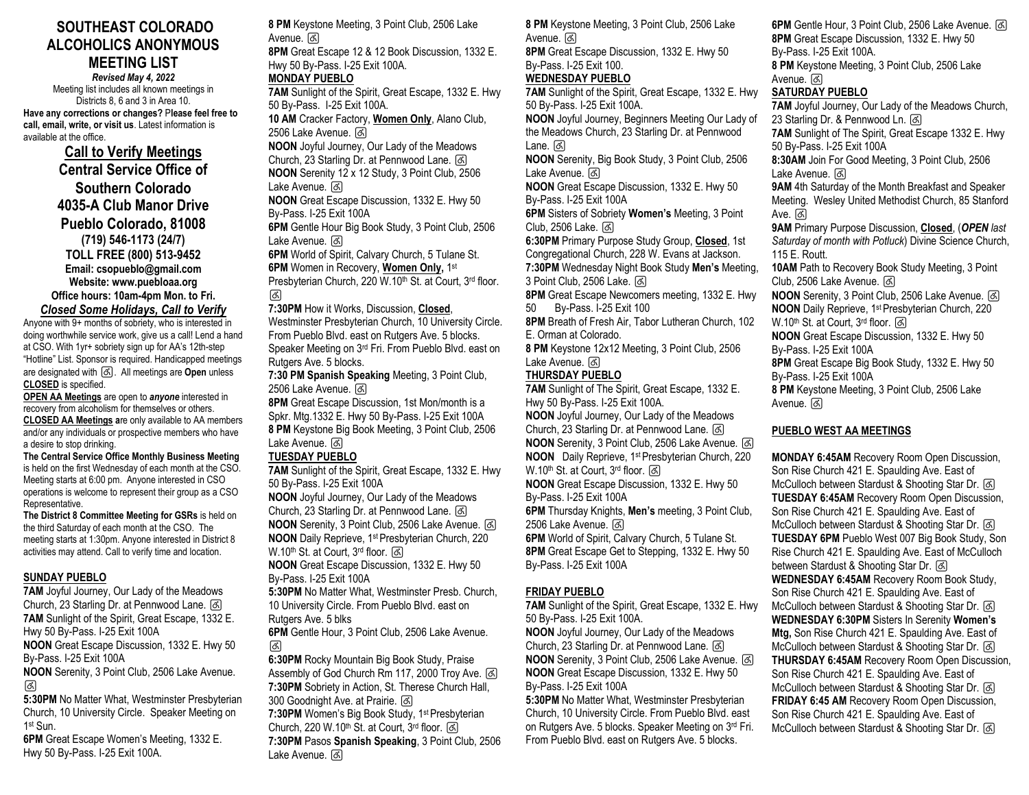# SOUTHEAST COLORADO ALCOHOLICS ANONYMOUS MEETING LIST

***Revised May 4, 2022***

Meeting list includes all known meetings in Districts 8, 6 and 3 in Area 10.

**Have any corrections or changes? Please feel free to call, email, write, or visit us**. Latest information is available at the office.

## Call to Verify Meetings

## Central Service Office of Southern Colorado

## 4035-A Club Manor Drive

## Pueblo Colorado, 81008

**(719) 546-1173 (24/7)**

**TOLL FREE (800) 513-9452**

**Email: csopueblo@gmail.com**

**Website: www.puebloaa.org**

**Office hours: 10am-4pm Mon. to Fri.**

***Closed Some Holidays, Call to Verify***

Anyone with 9+ months of sobriety, who is interested in doing worthwhile service work, give us a call! Lend a hand at CSO. With 1yr+ sobriety sign up for AA's 12th-step "Hotline" List. Sponsor is required. Handicapped meetings are designated with ♿. All meetings are **Open** unless **CLOSED** is specified.

**OPEN AA Meetings** are open to ***anyone*** interested in recovery from alcoholism for themselves or others.

**CLOSED AA Meetings** are only available to AA members and/or any individuals or prospective members who have a desire to stop drinking.

**The Central Service Office Monthly Business Meeting** is held on the first Wednesday of each month at the CSO. Meeting starts at 6:00 pm. Anyone interested in CSO operations is welcome to represent their group as a CSO Representative.

**The District 8 Committee Meeting for GSRs** is held on the third Saturday of each month at the CSO. The meeting starts at 1:30pm. Anyone interested in District 8 activities may attend. Call to verify time and location.

### SUNDAY PUEBLO

**7AM** Joyful Journey, Our Lady of the Meadows Church, 23 Starling Dr. at Pennwood Lane. ♿

**7AM** Sunlight of the Spirit, Great Escape, 1332 E. Hwy 50 By-Pass. I-25 Exit 100A

**NOON** Great Escape Discussion, 1332 E. Hwy 50 By-Pass. I-25 Exit 100A

**NOON** Serenity, 3 Point Club, 2506 Lake Avenue. ♿

**5:30PM** No Matter What, Westminster Presbyterian Church, 10 University Circle. Speaker Meeting on 1st Sun.

**6PM** Great Escape Women's Meeting, 1332 E. Hwy 50 By-Pass. I-25 Exit 100A.

**8 PM** Keystone Meeting, 3 Point Club, 2506 Lake Avenue. ♿

**8PM** Great Escape 12 & 12 Book Discussion, 1332 E. Hwy 50 By-Pass. I-25 Exit 100A.

### MONDAY PUEBLO

**7AM** Sunlight of the Spirit, Great Escape, 1332 E. Hwy 50 By-Pass. I-25 Exit 100A.

**10 AM** Cracker Factory, **Women Only**, Alano Club, 2506 Lake Avenue. ♿

**NOON** Joyful Journey, Our Lady of the Meadows Church, 23 Starling Dr. at Pennwood Lane. ♿

**NOON** Serenity 12 x 12 Study, 3 Point Club, 2506 Lake Avenue. ♿

**NOON** Great Escape Discussion, 1332 E. Hwy 50 By-Pass. I-25 Exit 100A

**6PM** Gentle Hour Big Book Study, 3 Point Club, 2506 Lake Avenue. ♿

**6PM** World of Spirit, Calvary Church, 5 Tulane St.

**6PM** Women in Recovery, **Women Only,** 1st Presbyterian Church, 220 W.10th St. at Court, 3rd floor. ♿

**7:30PM** How it Works, Discussion, **Closed**, Westminster Presbyterian Church, 10 University Circle. From Pueblo Blvd. east on Rutgers Ave. 5 blocks. Speaker Meeting on 3rd Fri. From Pueblo Blvd. east on Rutgers Ave. 5 blocks.

**7:30 PM Spanish Speaking** Meeting, 3 Point Club, 2506 Lake Avenue. ♿

**8PM** Great Escape Discussion, 1st Mon/month is a Spkr. Mtg.1332 E. Hwy 50 By-Pass. I-25 Exit 100A

**8 PM** Keystone Big Book Meeting, 3 Point Club, 2506 Lake Avenue. ♿

### TUESDAY PUEBLO

**7AM** Sunlight of the Spirit, Great Escape, 1332 E. Hwy 50 By-Pass. I-25 Exit 100A

**NOON** Joyful Journey, Our Lady of the Meadows Church, 23 Starling Dr. at Pennwood Lane. ♿

**NOON** Serenity, 3 Point Club, 2506 Lake Avenue. ♿

**NOON** Daily Reprieve, 1st Presbyterian Church, 220 W.10th St. at Court, 3rd floor. ♿

**NOON** Great Escape Discussion, 1332 E. Hwy 50 By-Pass. I-25 Exit 100A

**5:30PM** No Matter What, Westminster Presb. Church, 10 University Circle. From Pueblo Blvd. east on Rutgers Ave. 5 blks

**6PM** Gentle Hour, 3 Point Club, 2506 Lake Avenue. ♿

**6:30PM** Rocky Mountain Big Book Study, Praise Assembly of God Church Rm 117, 2000 Troy Ave. ♿

**7:30PM** Sobriety in Action, St. Therese Church Hall, 300 Goodnight Ave. at Prairie. ♿

**7:30PM** Women's Big Book Study, 1st Presbyterian Church, 220 W.10th St. at Court, 3rd floor. ♿

**7:30PM** Pasos **Spanish Speaking**, 3 Point Club, 2506 Lake Avenue. ♿

**8 PM** Keystone Meeting, 3 Point Club, 2506 Lake Avenue. ♿

**8PM** Great Escape Discussion, 1332 E. Hwy 50 By-Pass. I-25 Exit 100.

### WEDNESDAY PUEBLO

**7AM** Sunlight of the Spirit, Great Escape, 1332 E. Hwy 50 By-Pass. I-25 Exit 100A.

**NOON** Joyful Journey, Beginners Meeting Our Lady of the Meadows Church, 23 Starling Dr. at Pennwood Lane. ♿

**NOON** Serenity, Big Book Study, 3 Point Club, 2506 Lake Avenue. ♿

**NOON** Great Escape Discussion, 1332 E. Hwy 50 By-Pass. I-25 Exit 100A

**6PM** Sisters of Sobriety **Women's** Meeting, 3 Point Club, 2506 Lake. ♿

**6:30PM** Primary Purpose Study Group, **Closed**, 1st Congregational Church, 228 W. Evans at Jackson.

**7:30PM** Wednesday Night Book Study **Men's** Meeting, 3 Point Club, 2506 Lake. ♿

**8PM** Great Escape Newcomers meeting, 1332 E. Hwy 50 By-Pass. I-25 Exit 100

**8PM** Breath of Fresh Air, Tabor Lutheran Church, 102 E. Orman at Colorado.

**8 PM** Keystone 12x12 Meeting, 3 Point Club, 2506 Lake Avenue. ♿

### THURSDAY PUEBLO

**7AM** Sunlight of The Spirit, Great Escape, 1332 E. Hwy 50 By-Pass. I-25 Exit 100A.

**NOON** Joyful Journey, Our Lady of the Meadows Church, 23 Starling Dr. at Pennwood Lane. ♿

**NOON** Serenity, 3 Point Club, 2506 Lake Avenue. ♿

**NOON** Daily Reprieve, 1st Presbyterian Church, 220 W.10th St. at Court, 3rd floor. ♿

**NOON** Great Escape Discussion, 1332 E. Hwy 50 By-Pass. I-25 Exit 100A

**6PM** Thursday Knights, **Men's** meeting, 3 Point Club, 2506 Lake Avenue. ♿

**6PM** World of Spirit, Calvary Church, 5 Tulane St.

**8PM** Great Escape Get to Stepping, 1332 E. Hwy 50 By-Pass. I-25 Exit 100A

### FRIDAY PUEBLO

**7AM** Sunlight of the Spirit, Great Escape, 1332 E. Hwy 50 By-Pass. I-25 Exit 100A.

**NOON** Joyful Journey, Our Lady of the Meadows Church, 23 Starling Dr. at Pennwood Lane. ♿

**NOON** Serenity, 3 Point Club, 2506 Lake Avenue. ♿

**NOON** Great Escape Discussion, 1332 E. Hwy 50 By-Pass. I-25 Exit 100A

**5:30PM** No Matter What, Westminster Presbyterian Church, 10 University Circle. From Pueblo Blvd. east on Rutgers Ave. 5 blocks. Speaker Meeting on 3rd Fri. From Pueblo Blvd. east on Rutgers Ave. 5 blocks.

**6PM** Gentle Hour, 3 Point Club, 2506 Lake Avenue. ♿

**8PM** Great Escape Discussion, 1332 E. Hwy 50 By-Pass. I-25 Exit 100A.

**8 PM** Keystone Meeting, 3 Point Club, 2506 Lake Avenue. ♿

### SATURDAY PUEBLO

**7AM** Joyful Journey, Our Lady of the Meadows Church, 23 Starling Dr. & Pennwood Ln. ♿

**7AM** Sunlight of The Spirit, Great Escape 1332 E. Hwy 50 By-Pass. I-25 Exit 100A

**8:30AM** Join For Good Meeting, 3 Point Club, 2506 Lake Avenue. ♿

**9AM** 4th Saturday of the Month Breakfast and Speaker Meeting. Wesley United Methodist Church, 85 Stanford Ave. ♿

**9AM** Primary Purpose Discussion, **Closed**, (***OPEN*** *last Saturday of month with Potluck*) Divine Science Church, 115 E. Routt.

**10AM** Path to Recovery Book Study Meeting, 3 Point Club, 2506 Lake Avenue. ♿

**NOON** Serenity, 3 Point Club, 2506 Lake Avenue. ♿

**NOON** Daily Reprieve, 1st Presbyterian Church, 220 W.10th St. at Court, 3rd floor. ♿

**NOON** Great Escape Discussion, 1332 E. Hwy 50 By-Pass. I-25 Exit 100A

**8PM** Great Escape Big Book Study, 1332 E. Hwy 50 By-Pass. I-25 Exit 100A

**8 PM** Keystone Meeting, 3 Point Club, 2506 Lake Avenue. ♿

### PUEBLO WEST AA MEETINGS

**MONDAY 6:45AM** Recovery Room Open Discussion, Son Rise Church 421 E. Spaulding Ave. East of McCulloch between Stardust & Shooting Star Dr. ♿

**TUESDAY 6:45AM** Recovery Room Open Discussion, Son Rise Church 421 E. Spaulding Ave. East of McCulloch between Stardust & Shooting Star Dr. ♿

**TUESDAY 6PM** Pueblo West 007 Big Book Study, Son Rise Church 421 E. Spaulding Ave. East of McCulloch between Stardust & Shooting Star Dr. ♿

**WEDNESDAY 6:45AM** Recovery Room Book Study, Son Rise Church 421 E. Spaulding Ave. East of McCulloch between Stardust & Shooting Star Dr. ♿

**WEDNESDAY 6:30PM** Sisters In Serenity **Women's Mtg,** Son Rise Church 421 E. Spaulding Ave. East of McCulloch between Stardust & Shooting Star Dr. ♿

**THURSDAY 6:45AM** Recovery Room Open Discussion, Son Rise Church 421 E. Spaulding Ave. East of McCulloch between Stardust & Shooting Star Dr. ♿

**FRIDAY 6:45 AM** Recovery Room Open Discussion, Son Rise Church 421 E. Spaulding Ave. East of McCulloch between Stardust & Shooting Star Dr. ♿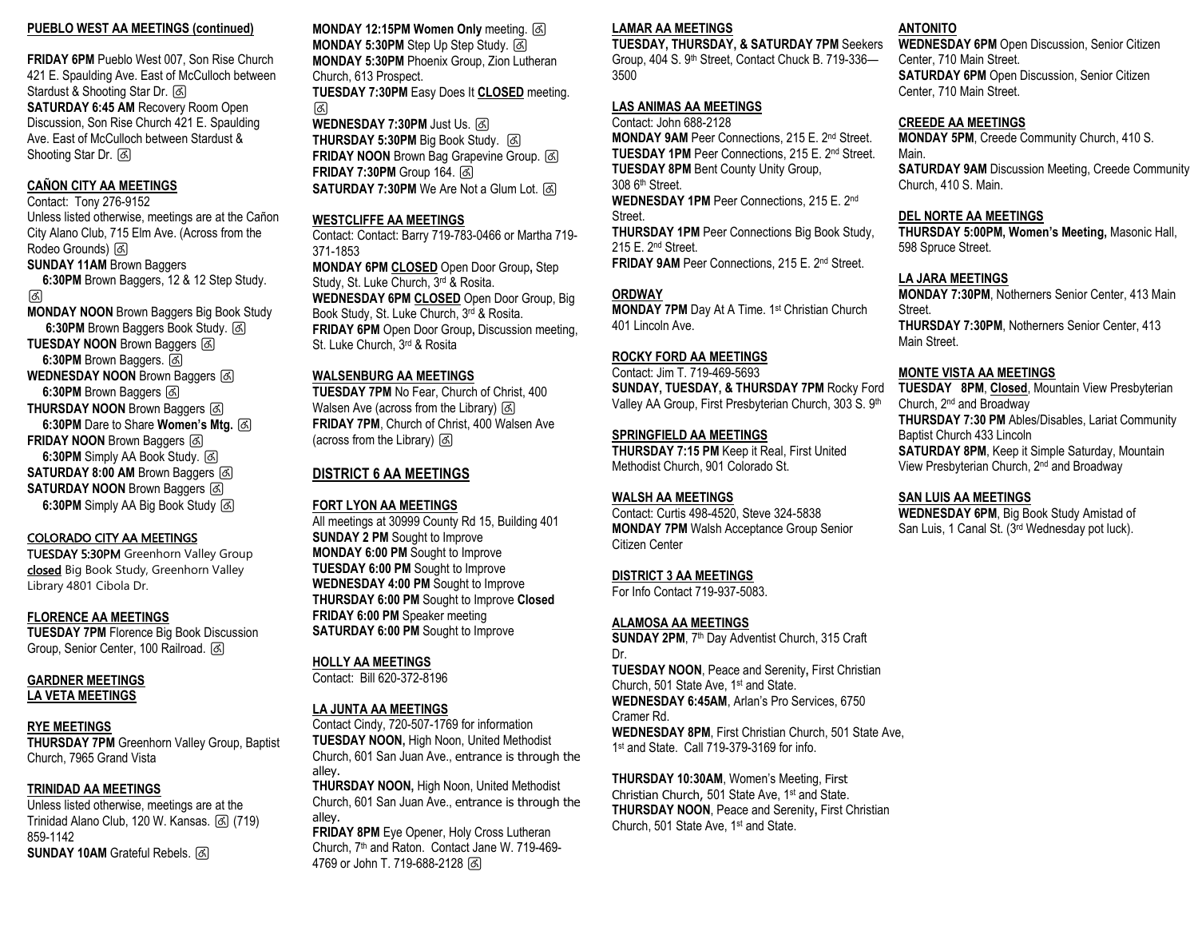## PUEBLO WEST AA MEETINGS (continued)

**FRIDAY 6PM** Pueblo West 007, Son Rise Church 421 E. Spaulding Ave. East of McCulloch between Stardust & Shooting Star Dr. ♿
**SATURDAY 6:45 AM** Recovery Room Open Discussion, Son Rise Church 421 E. Spaulding Ave. East of McCulloch between Stardust & Shooting Star Dr. ♿

## CAÑON CITY AA MEETINGS

Contact: Tony 276-9152
Unless listed otherwise, meetings are at the Cañon City Alano Club, 715 Elm Ave. (Across from the Rodeo Grounds) ♿

**SUNDAY 11AM** Brown Baggers
**6:30PM** Brown Baggers, 12 & 12 Step Study. ♿
**MONDAY NOON** Brown Baggers Big Book Study
**6:30PM** Brown Baggers Book Study. ♿
**TUESDAY NOON** Brown Baggers ♿
**6:30PM** Brown Baggers. ♿
**WEDNESDAY NOON** Brown Baggers ♿
**6:30PM** Brown Baggers ♿
**THURSDAY NOON** Brown Baggers ♿
**6:30PM** Dare to Share **Women's Mtg.** ♿
**FRIDAY NOON** Brown Baggers ♿
**6:30PM** Simply AA Book Study. ♿
**SATURDAY 8:00 AM** Brown Baggers ♿
**SATURDAY NOON** Brown Baggers ♿
**6:30PM** Simply AA Big Book Study ♿

## COLORADO CITY AA MEETINGS

**TUESDAY 5:30PM** Greenhorn Valley Group **closed** Big Book Study, Greenhorn Valley Library 4801 Cibola Dr.

## FLORENCE AA MEETINGS

**TUESDAY 7PM** Florence Big Book Discussion Group, Senior Center, 100 Railroad. ♿

## GARDNER MEETINGS

## LA VETA MEETINGS

## RYE MEETINGS

**THURSDAY 7PM** Greenhorn Valley Group, Baptist Church, 7965 Grand Vista

## TRINIDAD AA MEETINGS

Unless listed otherwise, meetings are at the Trinidad Alano Club, 120 W. Kansas. ♿ (719) 859-1142
**SUNDAY 10AM** Grateful Rebels. ♿
**MONDAY 12:15PM Women Only** meeting. ♿
**MONDAY 5:30PM** Step Up Step Study. ♿
**MONDAY 5:30PM** Phoenix Group, Zion Lutheran Church, 613 Prospect.
**TUESDAY 7:30PM** Easy Does It **CLOSED** meeting. ♿
**WEDNESDAY 7:30PM** Just Us. ♿
**THURSDAY 5:30PM** Big Book Study. ♿
**FRIDAY NOON** Brown Bag Grapevine Group. ♿
**FRIDAY 7:30PM** Group 164. ♿
**SATURDAY 7:30PM** We Are Not a Glum Lot. ♿

## WESTCLIFFE AA MEETINGS

Contact: Contact: Barry 719-783-0466 or Martha 719-371-1853
**MONDAY 6PM CLOSED** Open Door Group**,** Step Study, St. Luke Church, 3rd & Rosita.
**WEDNESDAY 6PM CLOSED** Open Door Group, Big Book Study, St. Luke Church, 3rd & Rosita.
**FRIDAY 6PM** Open Door Group**,** Discussion meeting, St. Luke Church, 3rd & Rosita

## WALSENBURG AA MEETINGS

**TUESDAY 7PM** No Fear, Church of Christ, 400 Walsen Ave (across from the Library) ♿
**FRIDAY 7PM**, Church of Christ, 400 Walsen Ave (across from the Library) ♿

# DISTRICT 6 AA MEETINGS

## FORT LYON AA MEETINGS

All meetings at 30999 County Rd 15, Building 401
**SUNDAY 2 PM** Sought to Improve
**MONDAY 6:00 PM** Sought to Improve
**TUESDAY 6:00 PM** Sought to Improve
**WEDNESDAY 4:00 PM** Sought to Improve
**THURSDAY 6:00 PM** Sought to Improve **Closed**
**FRIDAY 6:00 PM** Speaker meeting
**SATURDAY 6:00 PM** Sought to Improve

## HOLLY AA MEETINGS

Contact: Bill 620-372-8196

## LA JUNTA AA MEETINGS

Contact Cindy, 720-507-1769 for information
**TUESDAY NOON,** High Noon, United Methodist Church, 601 San Juan Ave., entrance is through the alley.
**THURSDAY NOON,** High Noon, United Methodist Church, 601 San Juan Ave., entrance is through the alley.
**FRIDAY 8PM** Eye Opener, Holy Cross Lutheran Church, 7th and Raton. Contact Jane W. 719-469-4769 or John T. 719-688-2128 ♿

## LAMAR AA MEETINGS

**TUESDAY, THURSDAY, & SATURDAY 7PM** Seekers Group, 404 S. 9th Street, Contact Chuck B. 719-336—3500

## LAS ANIMAS AA MEETINGS

Contact: John 688-2128
**MONDAY 9AM** Peer Connections, 215 E. 2nd Street.
**TUESDAY 1PM** Peer Connections, 215 E. 2nd Street.
**TUESDAY 8PM** Bent County Unity Group, 308 6th Street.
**WEDNESDAY 1PM** Peer Connections, 215 E. 2nd Street.
**THURSDAY 1PM** Peer Connections Big Book Study, 215 E. 2nd Street.
**FRIDAY 9AM** Peer Connections, 215 E. 2nd Street.

## ORDWAY

**MONDAY 7PM** Day At A Time. 1st Christian Church 401 Lincoln Ave.

## ROCKY FORD AA MEETINGS

Contact: Jim T. 719-469-5693
**SUNDAY, TUESDAY, & THURSDAY 7PM** Rocky Ford Valley AA Group, First Presbyterian Church, 303 S. 9th

## SPRINGFIELD AA MEETINGS

**THURSDAY 7:15 PM** Keep it Real, First United Methodist Church, 901 Colorado St.

## WALSH AA MEETINGS

Contact: Curtis 498-4520, Steve 324-5838
**MONDAY 7PM** Walsh Acceptance Group Senior Citizen Center

## DISTRICT 3 AA MEETINGS

For Info Contact 719-937-5083.

## ALAMOSA AA MEETINGS

**SUNDAY 2PM**, 7th Day Adventist Church, 315 Craft Dr.
**TUESDAY NOON**, Peace and Serenity**,** First Christian Church, 501 State Ave, 1st and State.
**WEDNESDAY 6:45AM**, Arlan's Pro Services, 6750 Cramer Rd.
**WEDNESDAY 8PM**, First Christian Church, 501 State Ave, 1st and State. Call 719-379-3169 for info.

**THURSDAY 10:30AM**, Women's Meeting, First Christian Church, 501 State Ave, 1st and State.
**THURSDAY NOON**, Peace and Serenity**,** First Christian Church, 501 State Ave, 1st and State.

## ANTONITO

**WEDNESDAY 6PM** Open Discussion, Senior Citizen Center, 710 Main Street.
**SATURDAY 6PM** Open Discussion, Senior Citizen Center, 710 Main Street.

## CREEDE AA MEETINGS

**MONDAY 5PM**, Creede Community Church, 410 S. Main.
**SATURDAY 9AM** Discussion Meeting, Creede Community Church, 410 S. Main.

## DEL NORTE AA MEETINGS

**THURSDAY 5:00PM, Women's Meeting,** Masonic Hall, 598 Spruce Street.

## LA JARA MEETINGS

**MONDAY 7:30PM**, Notherners Senior Center, 413 Main Street.
**THURSDAY 7:30PM**, Notherners Senior Center, 413 Main Street.

## MONTE VISTA AA MEETINGS

**TUESDAY 8PM**, **Closed**, Mountain View Presbyterian Church, 2nd and Broadway
**THURSDAY 7:30 PM** Ables/Disables, Lariat Community Baptist Church 433 Lincoln
**SATURDAY 8PM**, Keep it Simple Saturday, Mountain View Presbyterian Church, 2nd and Broadway

## SAN LUIS AA MEETINGS

**WEDNESDAY 6PM**, Big Book Study Amistad of San Luis, 1 Canal St. (3rd Wednesday pot luck).